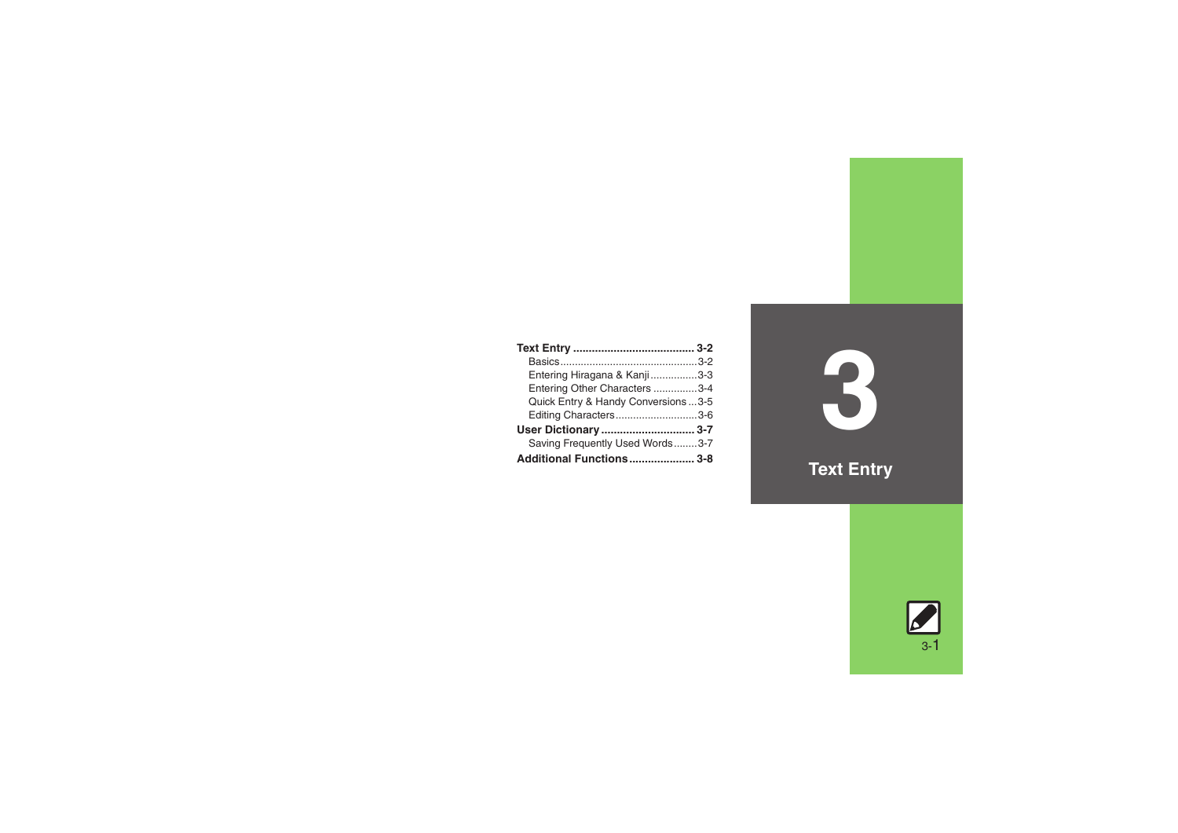# 3 Text Entry

**Text Entry ....................................... 3-2**
- Basics............................................... 3-2
- Entering Hiragana & Kanji ............... 3-3
- Entering Other Characters .............. 3-4
- Quick Entry & Handy Conversions ... 3-5
- Editing Characters ........................... 3-6

**User Dictionary .............................. 3-7**
- Saving Frequently Used Words........ 3-7

**Additional Functions..................... 3-8**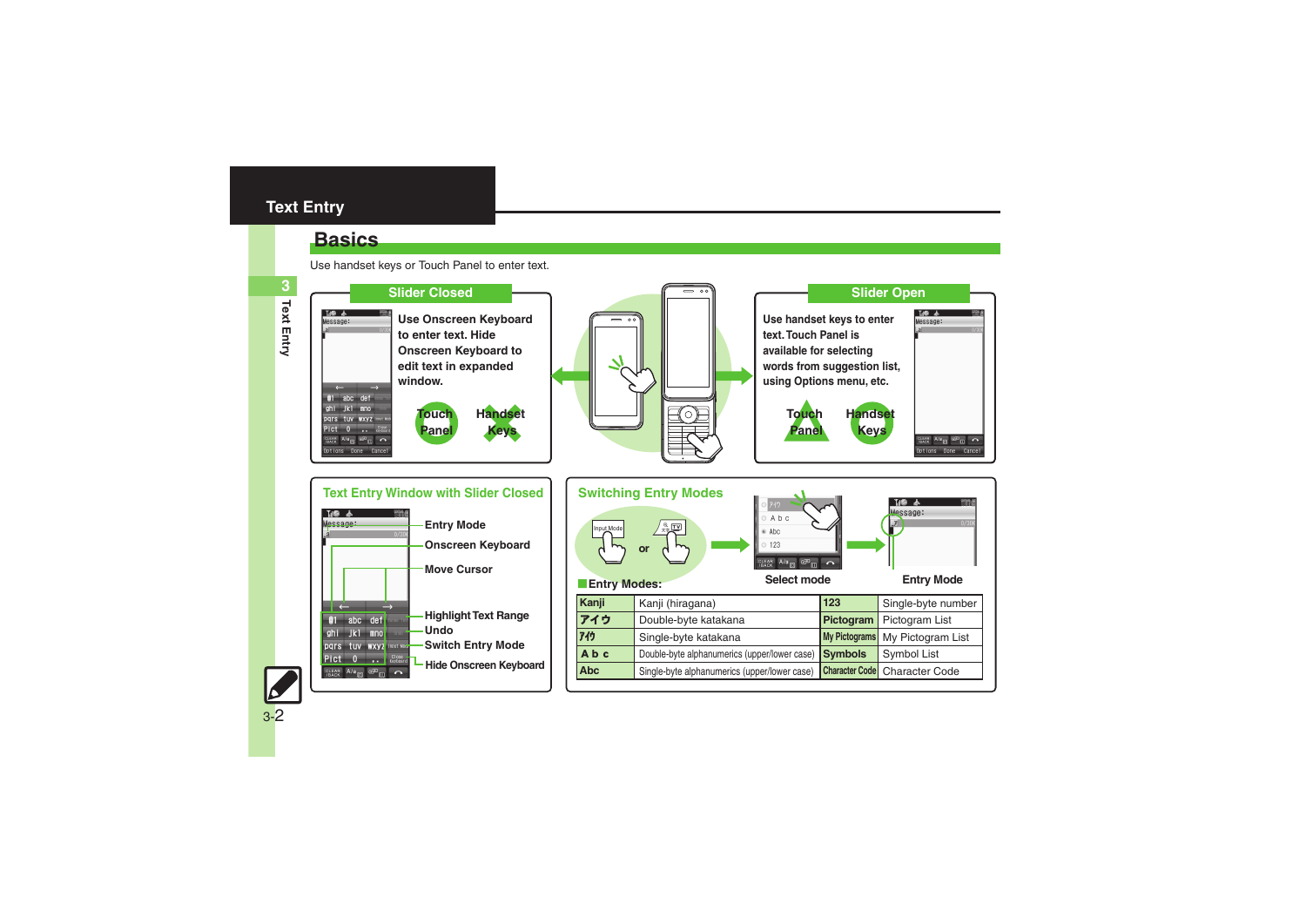# Text Entry

## Basics

Use handset keys or Touch Panel to enter text.

### Slider Closed

Use Onscreen Keyboard to enter text. Hide Onscreen Keyboard to edit text in expanded window.

Touch Panel / Handset Keys

### Slider Open

Use handset keys to enter text. Touch Panel is available for selecting words from suggestion list, using Options menu, etc.

Touch Panel / Handset Keys

### Text Entry Window with Slider Closed

- Entry Mode
- Onscreen Keyboard
- Move Cursor
- Highlight Text Range
- Undo
- Switch Entry Mode
- Hide Onscreen Keyboard

### Switching Entry Modes

Input Mode or 文字

Select mode → Entry Mode

■Entry Modes:

| Kanji | Kanji (hiragana) | 123 | Single-byte number |
|---|---|---|---|
| アイウ | Double-byte katakana | Pictogram | Pictogram List |
| ｱｲｳ | Single-byte katakana | My Pictograms | My Pictogram List |
| Ａｂｃ | Double-byte alphanumerics (upper/lower case) | Symbols | Symbol List |
| Abc | Single-byte alphanumerics (upper/lower case) | Character Code | Character Code |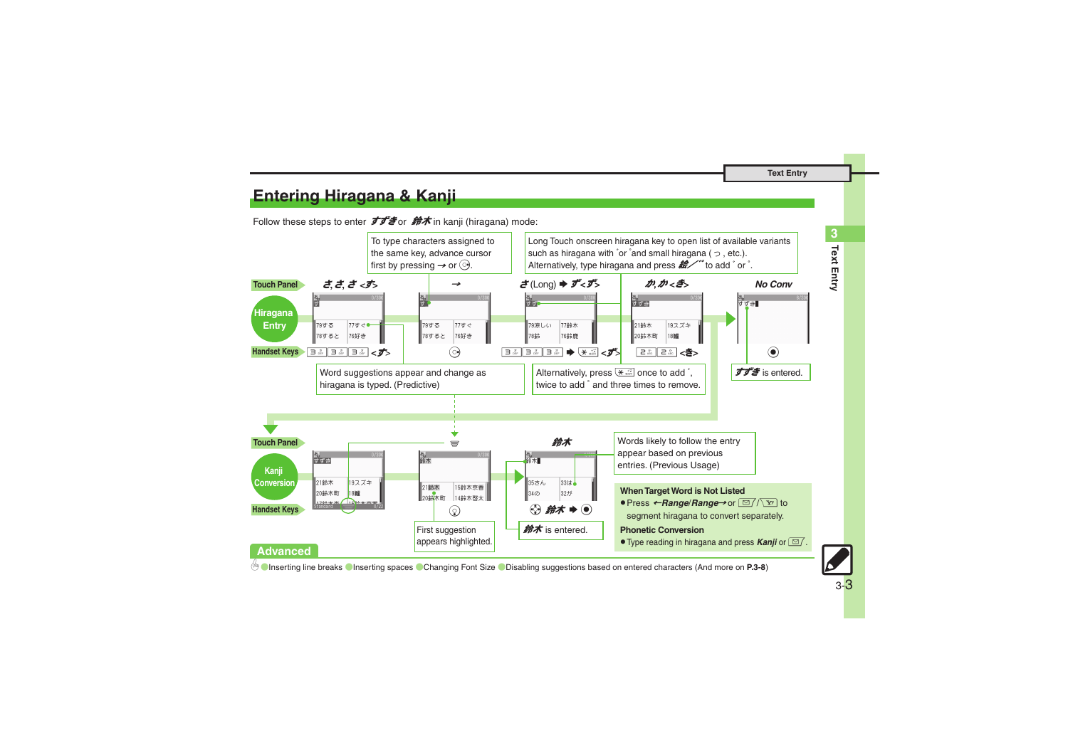# Entering Hiragana & Kanji

Follow these steps to enter すずき or 鈴木 in kanji (hiragana) mode:

**Hiragana Entry**

Touch Panel: さ, さ, さ <ず> → → さ (Long) ➡ ず<ず> → か, か<き> → No Conv

Handset Keys: 3, 3, 3 <ず> → ⊙ → 3 3 3 ➡ ✳ <ず> → 2 2 <き> → ●

- To type characters assigned to the same key, advance cursor first by pressing → or ⊙.
- Long Touch onscreen hiragana key to open list of available variants such as hiragana with ゛or ゜and small hiragana ( っ, etc.). Alternatively, type hiragana and press 絵／゛゜ to add ゛or ゜.
- Word suggestions appear and change as hiragana is typed. (Predictive)
- Alternatively, press ✳ once to add ゛, twice to add ゜ and three times to remove.
- すずき is entered.

**Kanji Conversion**

Touch Panel: 鈴木

Handset Keys: ⊙ → ◎ 鈴木 ➡ ●

- First suggestion appears highlighted.
- Words likely to follow the entry appear based on previous entries. (Previous Usage)
- 鈴木 is entered.

**When Target Word is Not Listed**

- Press ←Range/Range→ or ✉/✉ to segment hiragana to convert separately.

**Phonetic Conversion**

- Type reading in hiragana and press Kanji or ✉.

## Advanced

- Inserting line breaks
- Inserting spaces
- Changing Font Size
- Disabling suggestions based on entered characters (And more on **P.3-8**)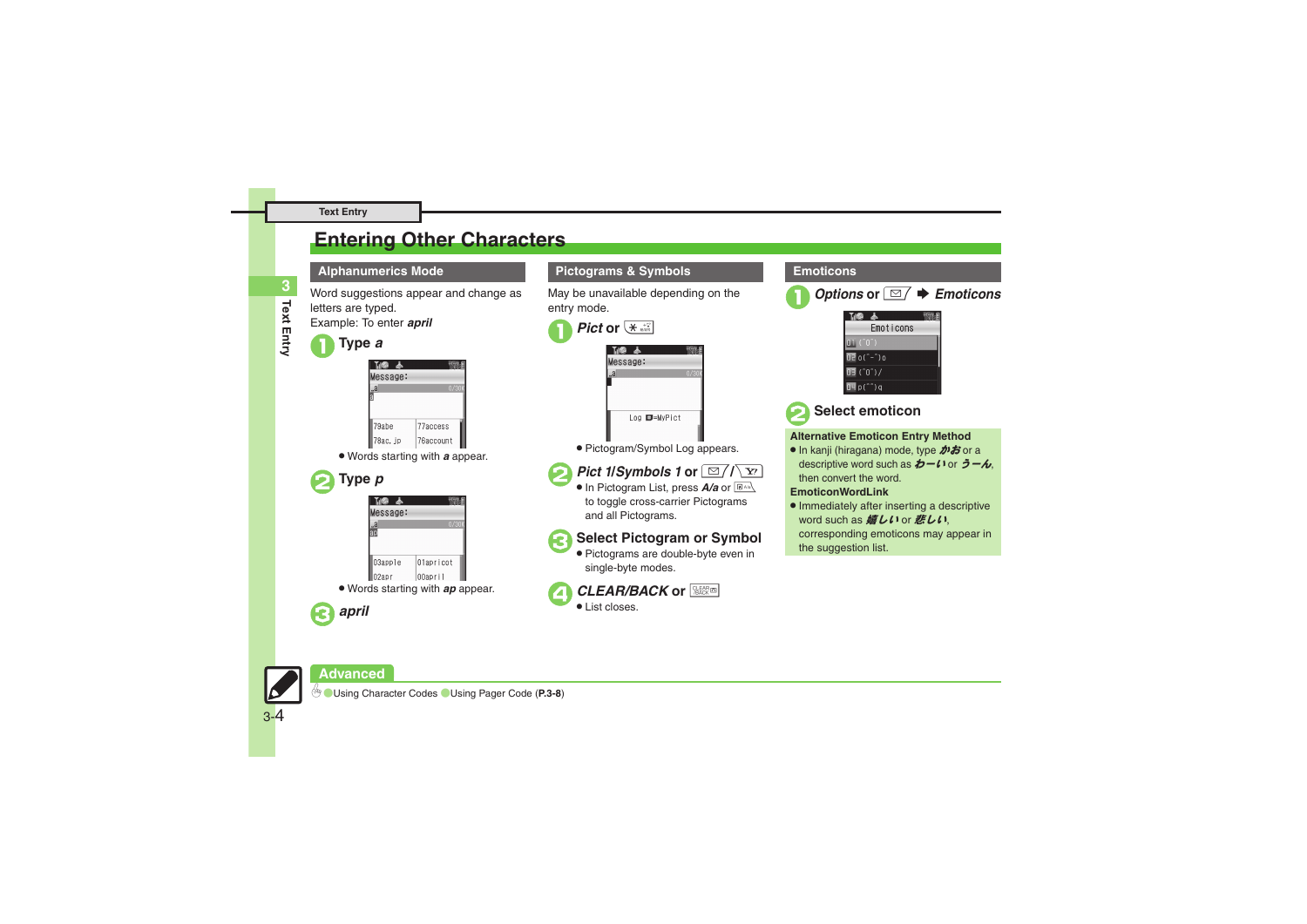# Entering Other Characters

## Alphanumerics Mode

Word suggestions appear and change as letters are typed.

Example: To enter ***april***

**1** Type ***a***

- Words starting with ***a*** appear.

**2** Type ***p***

- Words starting with ***ap*** appear.

**3** ***april***

## Pictograms & Symbols

May be unavailable depending on the entry mode.

**1** ***Pict*** or [*]

- Pictogram/Symbol Log appears.

**2** ***Pict 1/Symbols 1*** or [✉]/[Y!]

- In Pictogram List, press ***A/a*** or [#] to toggle cross-carrier Pictograms and all Pictograms.

**3** Select Pictogram or Symbol

- Pictograms are double-byte even in single-byte modes.

**4** ***CLEAR/BACK*** or [CLEAR/BACK]

- List closes.

## Emoticons

**1** ***Options*** or [✉] ➡ ***Emoticons***

**2** Select emoticon

**Alternative Emoticon Entry Method**

- In kanji (hiragana) mode, type ***かお*** or a descriptive word such as ***わーい*** or ***うーん***, then convert the word.

**EmoticonWordLink**

- Immediately after inserting a descriptive word such as ***嬉しい*** or ***悲しい***, corresponding emoticons may appear in the suggestion list.

## Advanced

Using Character Codes Using Pager Code (**P.3-8**)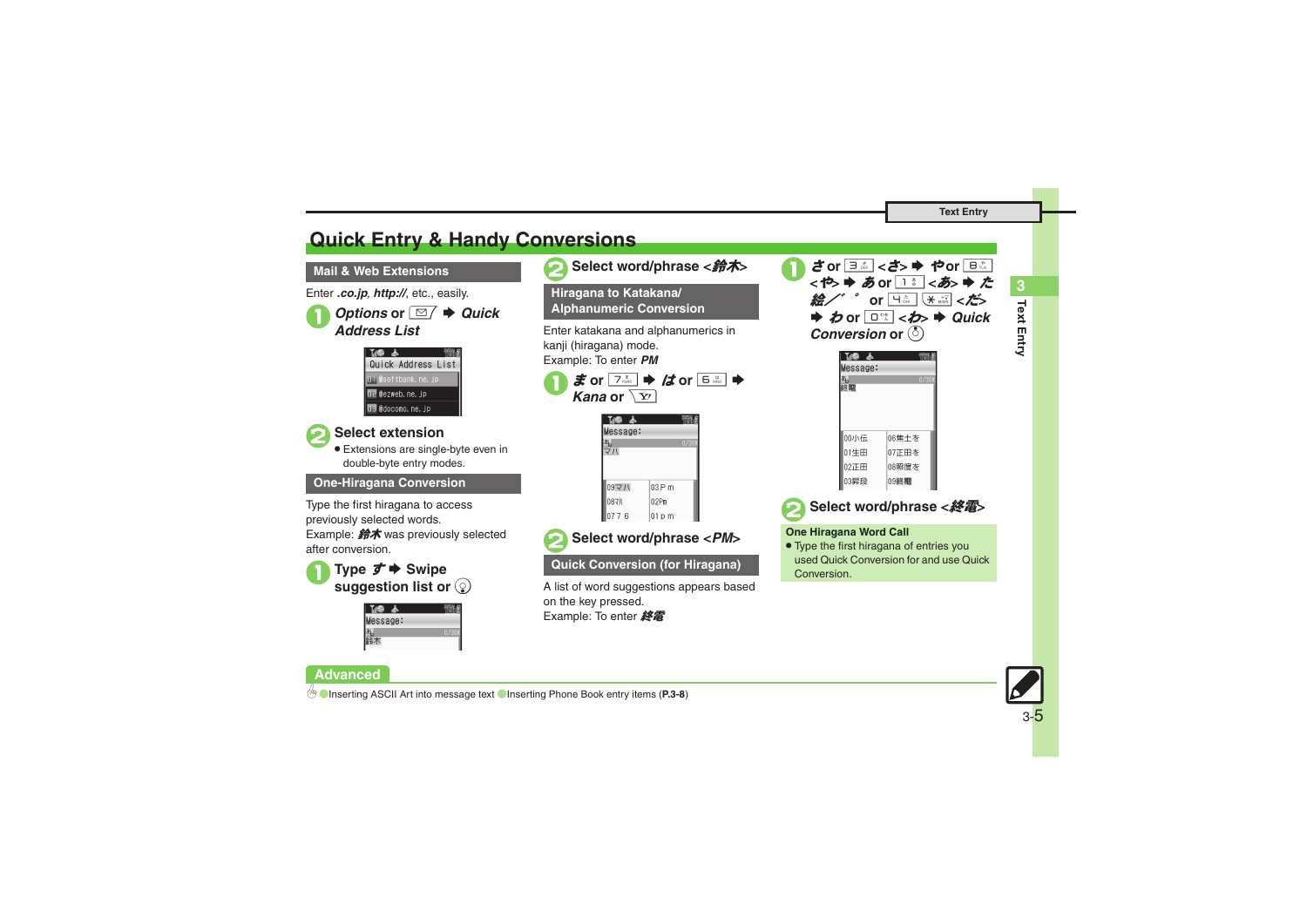# Quick Entry & Handy Conversions

## Mail & Web Extensions

Enter *.co.jp*, *http://*, etc., easily.

1. ***Options*** **or** ✉ **➡** ***Quick Address List***

2. **Select extension**
   - Extensions are single-byte even in double-byte entry modes.

## One-Hiragana Conversion

Type the first hiragana to access previously selected words.
Example: ***鈴木*** was previously selected after conversion.

1. **Type** ***す*** **➡ Swipe suggestion list or** 

2. **Select word/phrase <*鈴木*>**

## Hiragana to Katakana/ Alphanumeric Conversion

Enter katakana and alphanumerics in kanji (hiragana) mode.
Example: To enter ***PM***

1. ***ま*** **or** 7 **➡** ***は*** **or** 5 **➡** ***Kana*** **or** 

2. **Select word/phrase <*PM*>**

## Quick Conversion (for Hiragana)

A list of word suggestions appears based on the key pressed.
Example: To enter ***終電***

1. ***さ*** **or** 3 **<*さ*> ➡** ***や*** **or** 8 **<*や*> ➡** ***あ*** **or** 1 **<*あ*> ➡** ***た*** ***絵／゛゜*** **or** 4 **<*だ*> ➡** ***わ*** **or** 0 **<*わ*> ➡** ***Quick Conversion*** **or** 

2. **Select word/phrase <*終電*>**

**One Hiragana Word Call**

- Type the first hiragana of entries you used Quick Conversion for and use Quick Conversion.

**Advanced**

Inserting ASCII Art into message text  Inserting Phone Book entry items (**P.3-8**)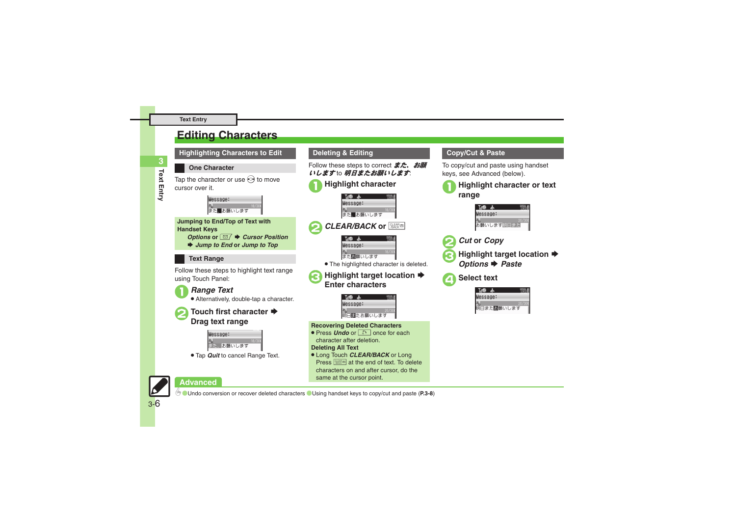# Editing Characters

## Highlighting Characters to Edit

### One Character

Tap the character or use ◉ to move cursor over it.

**Jumping to End/Top of Text with Handset Keys**
*Options* or ✉ ➡ *Cursor Position* ➡ *Jump to End* or *Jump to Top*

### Text Range

Follow these steps to highlight text range using Touch Panel:

1. *Range Text*
   - Alternatively, double-tap a character.
2. Touch first character ➡ Drag text range
   - Tap *Quit* to cancel Range Text.

## Deleting & Editing

Follow these steps to correct *また、お願いします* to *明日またお願いします*:

1. Highlight character
2. *CLEAR/BACK* or CLEAR/BACK
   - The highlighted character is deleted.
3. Highlight target location ➡ Enter characters

**Recovering Deleted Characters**
- Press *Undo* or ↶ once for each character after deletion.

**Deleting All Text**
- Long Touch *CLEAR/BACK* or Long Press CLEAR/BACK at the end of text. To delete characters on and after cursor, do the same at the cursor point.

## Copy/Cut & Paste

To copy/cut and paste using handset keys, see Advanced (below).

1. Highlight character or text range
2. *Cut* or *Copy*
3. Highlight target location ➡ *Options* ➡ *Paste*
4. Select text

## Advanced

- Undo conversion or recover deleted characters
- Using handset keys to copy/cut and paste (**P.3-8**)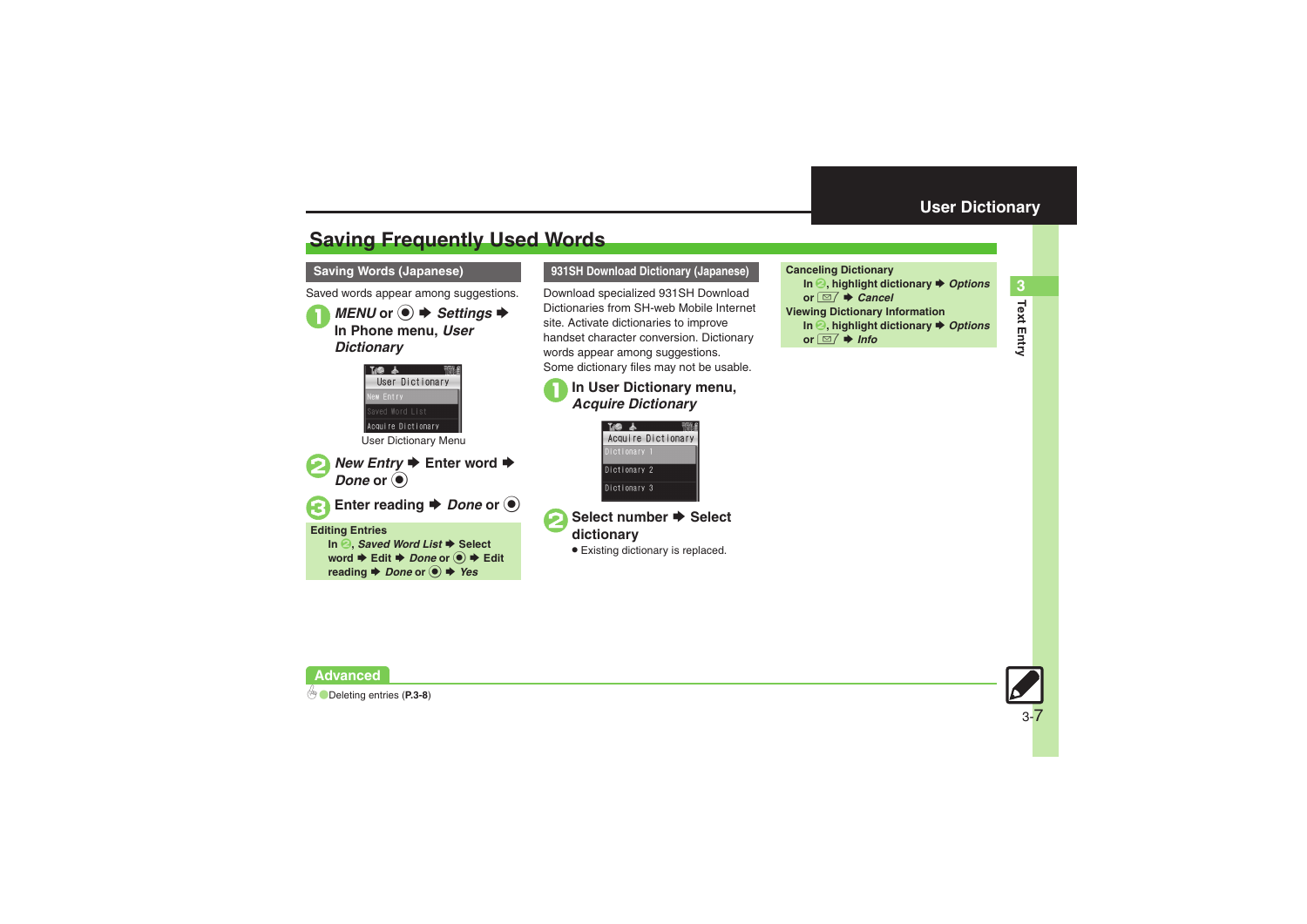# Saving Frequently Used Words

## Saving Words (Japanese)

Saved words appear among suggestions.

1. *MENU* or ● ➡ *Settings* ➡ In Phone menu, *User Dictionary*

User Dictionary Menu

2. *New Entry* ➡ Enter word ➡ *Done* or ●

3. Enter reading ➡ *Done* or ●

**Editing Entries**

In 2, *Saved Word List* ➡ Select word ➡ Edit ➡ *Done* or ● ➡ Edit reading ➡ *Done* or ● ➡ *Yes*

## 931SH Download Dictionary (Japanese)

Download specialized 931SH Download Dictionaries from SH-web Mobile Internet site. Activate dictionaries to improve handset character conversion. Dictionary words appear among suggestions.
Some dictionary files may not be usable.

1. In User Dictionary menu, *Acquire Dictionary*

2. Select number ➡ Select dictionary
   - Existing dictionary is replaced.

**Canceling Dictionary**

In 2, highlight dictionary ➡ *Options* or ✉ ➡ *Cancel*

**Viewing Dictionary Information**

In 2, highlight dictionary ➡ *Options* or ✉ ➡ *Info*

**Advanced**

Deleting entries (**P.3-8**)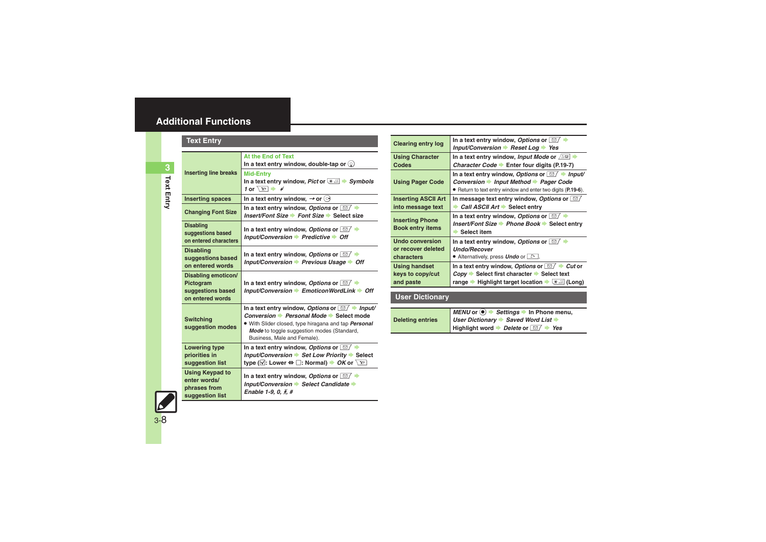# Additional Functions

## Text Entry

| | |
|---|---|
| Inserting line breaks | At the End of Text<br>In a text entry window, double-tap or <br>Mid-Entry<br>In a text entry window, *Pict* or  ➡ *Symbols 1* or  ➡  |
| Inserting spaces | In a text entry window, → or  |
| Changing Font Size | In a text entry window, *Options* or  ➡ *Insert/Font Size* ➡ *Font Size* ➡ Select size |
| Disabling suggestions based on entered characters | In a text entry window, *Options* or  ➡ *Input/Conversion* ➡ *Predictive* ➡ *Off* |
| Disabling suggestions based on entered words | In a text entry window, *Options* or  ➡ *Input/Conversion* ➡ *Previous Usage* ➡ *Off* |
| Disabling emoticon/ Pictogram suggestions based on entered words | In a text entry window, *Options* or  ➡ *Input/Conversion* ➡ *EmoticonWordLink* ➡ *Off* |
| Switching suggestion modes | In a text entry window, *Options* or  ➡ *Input/ Conversion* ➡ *Personal Mode* ➡ Select mode<br>• With Slider closed, type hiragana and tap *Personal Mode* to toggle suggestion modes (Standard, Business, Male and Female). |
| Lowering type priorities in suggestion list | In a text entry window, *Options* or  ➡ *Input/Conversion* ➡ *Set Low Priority* ➡ Select type (☑: Lower ⇔ ☐: Normal) ➡ *OK* or  |
| Using Keypad to enter words/ phrases from suggestion list | In a text entry window, *Options* or  ➡ *Input/Conversion* ➡ *Select Candidate* ➡ *Enable 1-9, 0, *, #* |
| Clearing entry log | In a text entry window, *Options* or  ➡ *Input/Conversion* ➡ *Reset Log* ➡ *Yes* |
| Using Character Codes | In a text entry window, *Input Mode* or  ➡ *Character Code* ➡ Enter four digits (P.19-7) |
| Using Pager Code | In a text entry window, *Options* or  ➡ *Input/ Conversion* ➡ *Input Method* ➡ *Pager Code*<br>• Return to text entry window and enter two digits (P.19-6). |
| Inserting ASCII Art into message text | In message text entry window, *Options* or  ➡ *Call ASCII Art* ➡ Select entry |
| Inserting Phone Book entry items | In a text entry window, *Options* or  ➡ *Insert/Font Size* ➡ *Phone Book* ➡ Select entry ➡ Select item |
| Undo conversion or recover deleted characters | In a text entry window, *Options* or  ➡ *Undo/Recover*<br>• Alternatively, press *Undo* or . |
| Using handset keys to copy/cut and paste | In a text entry window, *Options* or  ➡ *Cut* or *Copy* ➡ Select first character ➡ Select text range ➡ Highlight target location ➡  (Long) |

## User Dictionary

| | |
|---|---|
| Deleting entries | *MENU* or  ➡ *Settings* ➡ In Phone menu, *User Dictionary* ➡ *Saved Word List* ➡ Highlight word ➡ *Delete* or  ➡ *Yes* |